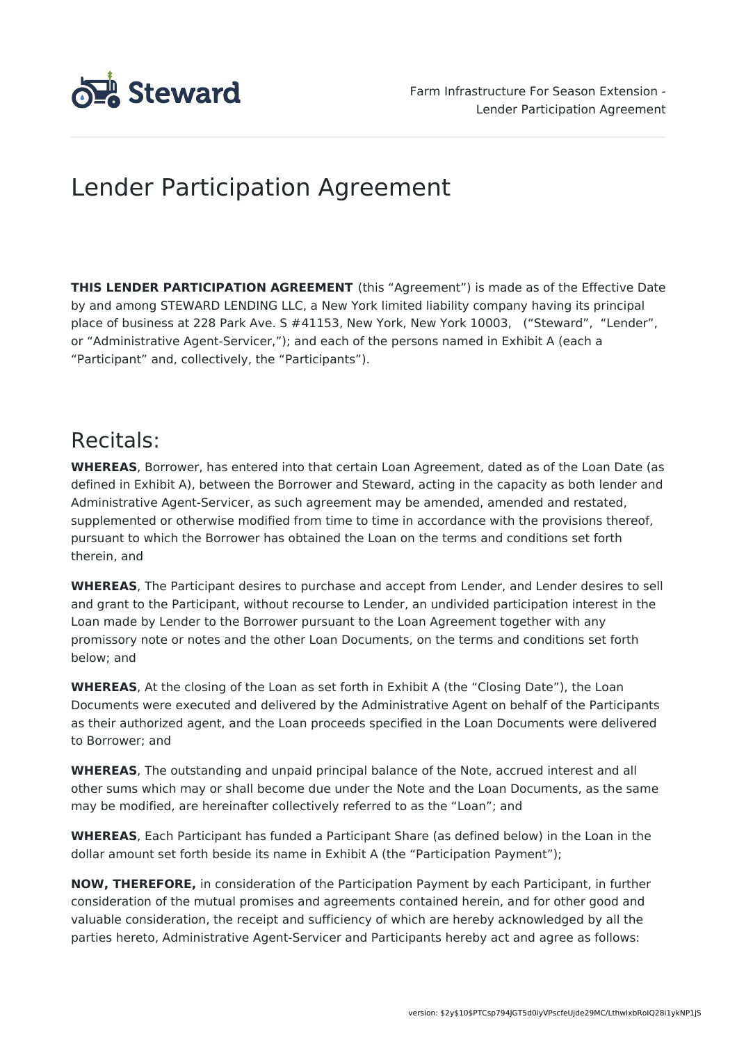# Lender Participation Agreement

**THIS LENDER PARTICIPATION AGREEMENT** (this "Agreement") is made as of the Effective Date by and among STEWARD LENDING LLC, a New York limited liability company having its principal place of business at 228 Park Ave. S #41153, New York, New York 10003, ("Steward", "Lender", or "Administrative Agent-Servicer,"); and each of the persons named in Exhibit A (each a "Participant" and, collectively, the "Participants").

## Recitals:

**WHEREAS**, Borrower, has entered into that certain Loan Agreement, dated as of the Loan Date (as defined in Exhibit A), between the Borrower and Steward, acting in the capacity as both lender and Administrative Agent-Servicer, as such agreement may be amended, amended and restated, supplemented or otherwise modified from time to time in accordance with the provisions thereof, pursuant to which the Borrower has obtained the Loan on the terms and conditions set forth therein, and

**WHEREAS**, The Participant desires to purchase and accept from Lender, and Lender desires to sell and grant to the Participant, without recourse to Lender, an undivided participation interest in the Loan made by Lender to the Borrower pursuant to the Loan Agreement together with any promissory note or notes and the other Loan Documents, on the terms and conditions set forth below; and

**WHEREAS**, At the closing of the Loan as set forth in Exhibit A (the "Closing Date"), the Loan Documents were executed and delivered by the Administrative Agent on behalf of the Participants as their authorized agent, and the Loan proceeds specified in the Loan Documents were delivered to Borrower; and

**WHEREAS**, The outstanding and unpaid principal balance of the Note, accrued interest and all other sums which may or shall become due under the Note and the Loan Documents, as the same may be modified, are hereinafter collectively referred to as the "Loan"; and

**WHEREAS**, Each Participant has funded a Participant Share (as defined below) in the Loan in the dollar amount set forth beside its name in Exhibit A (the "Participation Payment");

**NOW, THEREFORE,** in consideration of the Participation Payment by each Participant, in further consideration of the mutual promises and agreements contained herein, and for other good and valuable consideration, the receipt and sufficiency of which are hereby acknowledged by all the parties hereto, Administrative Agent-Servicer and Participants hereby act and agree as follows: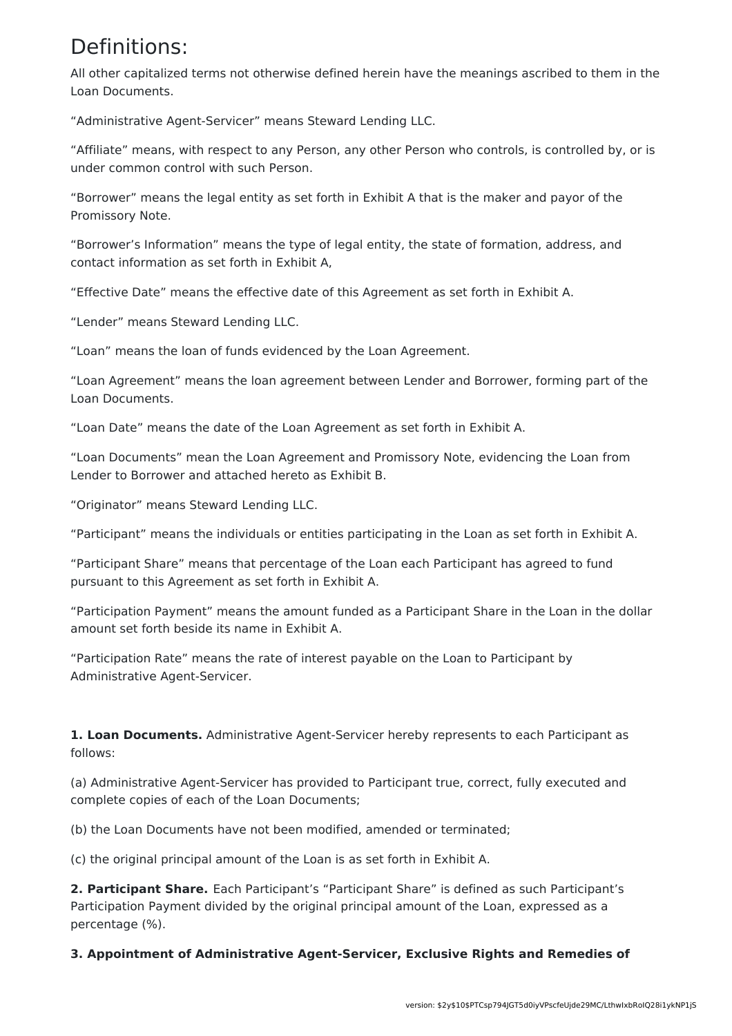# Definitions:

All other capitalized terms not otherwise defined herein have the meanings ascribed to them in the Loan Documents.

“Administrative Agent-Servicer” means Steward Lending LLC.

“Affiliate” means, with respect to any Person, any other Person who controls, is controlled by, or is under common control with such Person.

“Borrower” means the legal entity as set forth in Exhibit A that is the maker and payor of the Promissory Note.

“Borrower’s Information” means the type of legal entity, the state of formation, address, and contact information as set forth in Exhibit A,

“Effective Date” means the effective date of this Agreement as set forth in Exhibit A.

“Lender” means Steward Lending LLC.

“Loan” means the loan of funds evidenced by the Loan Agreement.

“Loan Agreement” means the loan agreement between Lender and Borrower, forming part of the Loan Documents.

“Loan Date” means the date of the Loan Agreement as set forth in Exhibit A.

“Loan Documents” mean the Loan Agreement and Promissory Note, evidencing the Loan from Lender to Borrower and attached hereto as Exhibit B.

“Originator” means Steward Lending LLC.

“Participant” means the individuals or entities participating in the Loan as set forth in Exhibit A.

“Participant Share” means that percentage of the Loan each Participant has agreed to fund pursuant to this Agreement as set forth in Exhibit A.

“Participation Payment” means the amount funded as a Participant Share in the Loan in the dollar amount set forth beside its name in Exhibit A.

“Participation Rate” means the rate of interest payable on the Loan to Participant by Administrative Agent-Servicer.

**1. Loan Documents.** Administrative Agent-Servicer hereby represents to each Participant as follows:

(a) Administrative Agent-Servicer has provided to Participant true, correct, fully executed and complete copies of each of the Loan Documents;

(b) the Loan Documents have not been modified, amended or terminated;

(c) the original principal amount of the Loan is as set forth in Exhibit A.

**2. Participant Share.** Each Participant’s “Participant Share” is defined as such Participant’s Participation Payment divided by the original principal amount of the Loan, expressed as a percentage (%).

**3. Appointment of Administrative Agent-Servicer, Exclusive Rights and Remedies of**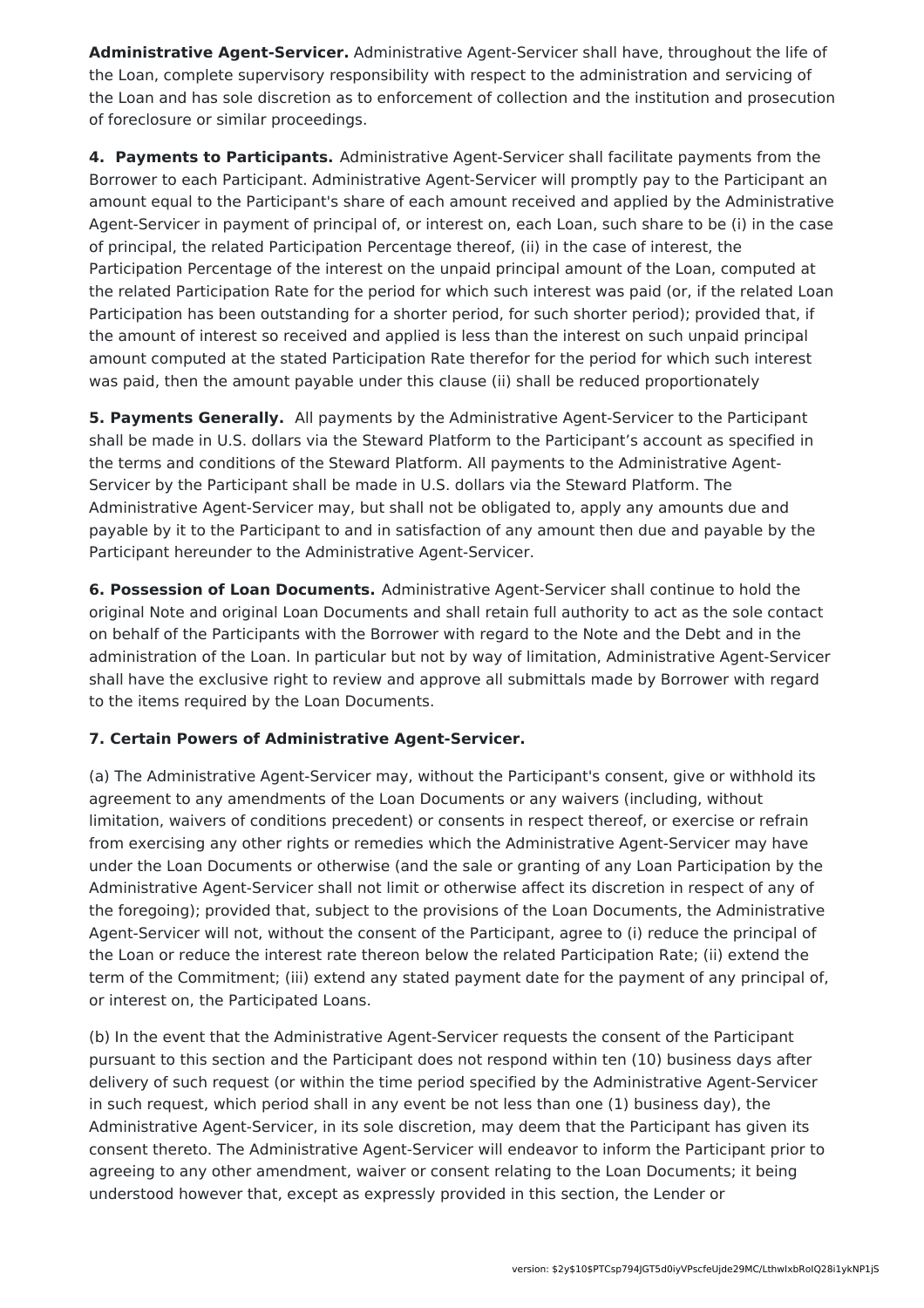**Administrative Agent-Servicer.** Administrative Agent-Servicer shall have, throughout the life of the Loan, complete supervisory responsibility with respect to the administration and servicing of the Loan and has sole discretion as to enforcement of collection and the institution and prosecution of foreclosure or similar proceedings.

**4. Payments to Participants.** Administrative Agent-Servicer shall facilitate payments from the Borrower to each Participant. Administrative Agent-Servicer will promptly pay to the Participant an amount equal to the Participant's share of each amount received and applied by the Administrative Agent-Servicer in payment of principal of, or interest on, each Loan, such share to be (i) in the case of principal, the related Participation Percentage thereof, (ii) in the case of interest, the Participation Percentage of the interest on the unpaid principal amount of the Loan, computed at the related Participation Rate for the period for which such interest was paid (or, if the related Loan Participation has been outstanding for a shorter period, for such shorter period); provided that, if the amount of interest so received and applied is less than the interest on such unpaid principal amount computed at the stated Participation Rate therefor for the period for which such interest was paid, then the amount payable under this clause (ii) shall be reduced proportionately

**5. Payments Generally.** All payments by the Administrative Agent-Servicer to the Participant shall be made in U.S. dollars via the Steward Platform to the Participant's account as specified in the terms and conditions of the Steward Platform. All payments to the Administrative Agent-Servicer by the Participant shall be made in U.S. dollars via the Steward Platform. The Administrative Agent-Servicer may, but shall not be obligated to, apply any amounts due and payable by it to the Participant to and in satisfaction of any amount then due and payable by the Participant hereunder to the Administrative Agent-Servicer.

**6. Possession of Loan Documents.** Administrative Agent-Servicer shall continue to hold the original Note and original Loan Documents and shall retain full authority to act as the sole contact on behalf of the Participants with the Borrower with regard to the Note and the Debt and in the administration of the Loan. In particular but not by way of limitation, Administrative Agent-Servicer shall have the exclusive right to review and approve all submittals made by Borrower with regard to the items required by the Loan Documents.

**7. Certain Powers of Administrative Agent-Servicer.**

(a) The Administrative Agent-Servicer may, without the Participant's consent, give or withhold its agreement to any amendments of the Loan Documents or any waivers (including, without limitation, waivers of conditions precedent) or consents in respect thereof, or exercise or refrain from exercising any other rights or remedies which the Administrative Agent-Servicer may have under the Loan Documents or otherwise (and the sale or granting of any Loan Participation by the Administrative Agent-Servicer shall not limit or otherwise affect its discretion in respect of any of the foregoing); provided that, subject to the provisions of the Loan Documents, the Administrative Agent-Servicer will not, without the consent of the Participant, agree to (i) reduce the principal of the Loan or reduce the interest rate thereon below the related Participation Rate; (ii) extend the term of the Commitment; (iii) extend any stated payment date for the payment of any principal of, or interest on, the Participated Loans.

(b) In the event that the Administrative Agent-Servicer requests the consent of the Participant pursuant to this section and the Participant does not respond within ten (10) business days after delivery of such request (or within the time period specified by the Administrative Agent-Servicer in such request, which period shall in any event be not less than one (1) business day), the Administrative Agent-Servicer, in its sole discretion, may deem that the Participant has given its consent thereto. The Administrative Agent-Servicer will endeavor to inform the Participant prior to agreeing to any other amendment, waiver or consent relating to the Loan Documents; it being understood however that, except as expressly provided in this section, the Lender or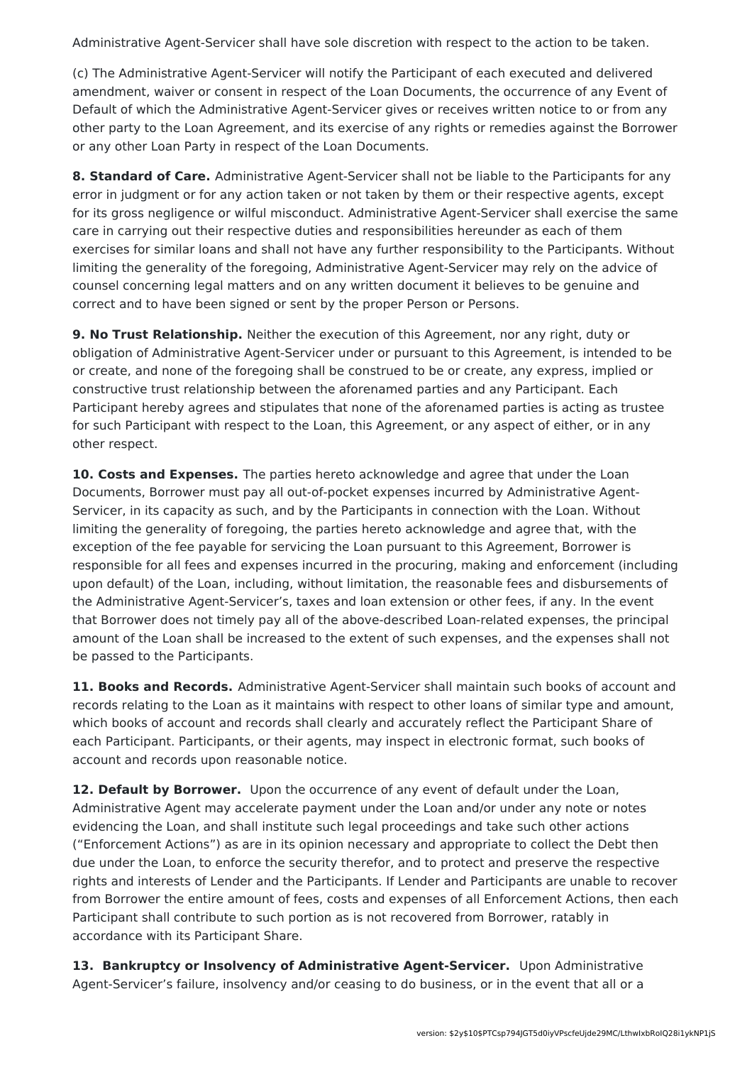Administrative Agent-Servicer shall have sole discretion with respect to the action to be taken.

(c) The Administrative Agent-Servicer will notify the Participant of each executed and delivered amendment, waiver or consent in respect of the Loan Documents, the occurrence of any Event of Default of which the Administrative Agent-Servicer gives or receives written notice to or from any other party to the Loan Agreement, and its exercise of any rights or remedies against the Borrower or any other Loan Party in respect of the Loan Documents.

**8. Standard of Care.** Administrative Agent-Servicer shall not be liable to the Participants for any error in judgment or for any action taken or not taken by them or their respective agents, except for its gross negligence or wilful misconduct. Administrative Agent-Servicer shall exercise the same care in carrying out their respective duties and responsibilities hereunder as each of them exercises for similar loans and shall not have any further responsibility to the Participants. Without limiting the generality of the foregoing, Administrative Agent-Servicer may rely on the advice of counsel concerning legal matters and on any written document it believes to be genuine and correct and to have been signed or sent by the proper Person or Persons.

**9. No Trust Relationship.** Neither the execution of this Agreement, nor any right, duty or obligation of Administrative Agent-Servicer under or pursuant to this Agreement, is intended to be or create, and none of the foregoing shall be construed to be or create, any express, implied or constructive trust relationship between the aforenamed parties and any Participant. Each Participant hereby agrees and stipulates that none of the aforenamed parties is acting as trustee for such Participant with respect to the Loan, this Agreement, or any aspect of either, or in any other respect.

**10. Costs and Expenses.** The parties hereto acknowledge and agree that under the Loan Documents, Borrower must pay all out-of-pocket expenses incurred by Administrative Agent-Servicer, in its capacity as such, and by the Participants in connection with the Loan. Without limiting the generality of foregoing, the parties hereto acknowledge and agree that, with the exception of the fee payable for servicing the Loan pursuant to this Agreement, Borrower is responsible for all fees and expenses incurred in the procuring, making and enforcement (including upon default) of the Loan, including, without limitation, the reasonable fees and disbursements of the Administrative Agent-Servicer's, taxes and loan extension or other fees, if any. In the event that Borrower does not timely pay all of the above-described Loan-related expenses, the principal amount of the Loan shall be increased to the extent of such expenses, and the expenses shall not be passed to the Participants.

**11. Books and Records.** Administrative Agent-Servicer shall maintain such books of account and records relating to the Loan as it maintains with respect to other loans of similar type and amount, which books of account and records shall clearly and accurately reflect the Participant Share of each Participant. Participants, or their agents, may inspect in electronic format, such books of account and records upon reasonable notice.

**12. Default by Borrower.** Upon the occurrence of any event of default under the Loan, Administrative Agent may accelerate payment under the Loan and/or under any note or notes evidencing the Loan, and shall institute such legal proceedings and take such other actions ("Enforcement Actions") as are in its opinion necessary and appropriate to collect the Debt then due under the Loan, to enforce the security therefor, and to protect and preserve the respective rights and interests of Lender and the Participants. If Lender and Participants are unable to recover from Borrower the entire amount of fees, costs and expenses of all Enforcement Actions, then each Participant shall contribute to such portion as is not recovered from Borrower, ratably in accordance with its Participant Share.

**13. Bankruptcy or Insolvency of Administrative Agent-Servicer.** Upon Administrative Agent-Servicer's failure, insolvency and/or ceasing to do business, or in the event that all or a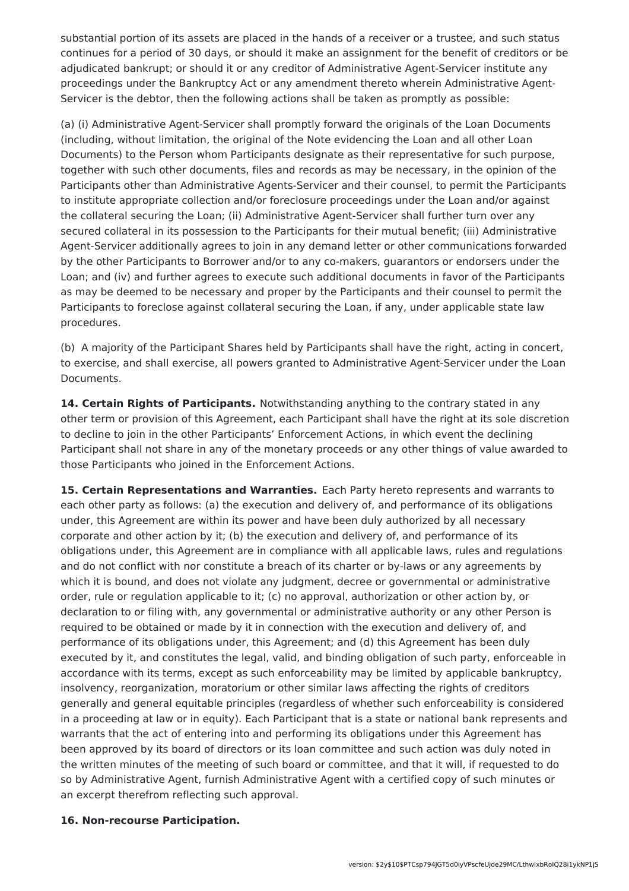substantial portion of its assets are placed in the hands of a receiver or a trustee, and such status continues for a period of 30 days, or should it make an assignment for the benefit of creditors or be adjudicated bankrupt; or should it or any creditor of Administrative Agent-Servicer institute any proceedings under the Bankruptcy Act or any amendment thereto wherein Administrative Agent-Servicer is the debtor, then the following actions shall be taken as promptly as possible:

(a) (i) Administrative Agent-Servicer shall promptly forward the originals of the Loan Documents (including, without limitation, the original of the Note evidencing the Loan and all other Loan Documents) to the Person whom Participants designate as their representative for such purpose, together with such other documents, files and records as may be necessary, in the opinion of the Participants other than Administrative Agents-Servicer and their counsel, to permit the Participants to institute appropriate collection and/or foreclosure proceedings under the Loan and/or against the collateral securing the Loan; (ii) Administrative Agent-Servicer shall further turn over any secured collateral in its possession to the Participants for their mutual benefit; (iii) Administrative Agent-Servicer additionally agrees to join in any demand letter or other communications forwarded by the other Participants to Borrower and/or to any co-makers, guarantors or endorsers under the Loan; and (iv) and further agrees to execute such additional documents in favor of the Participants as may be deemed to be necessary and proper by the Participants and their counsel to permit the Participants to foreclose against collateral securing the Loan, if any, under applicable state law procedures.

(b) A majority of the Participant Shares held by Participants shall have the right, acting in concert, to exercise, and shall exercise, all powers granted to Administrative Agent-Servicer under the Loan Documents.

**14. Certain Rights of Participants.** Notwithstanding anything to the contrary stated in any other term or provision of this Agreement, each Participant shall have the right at its sole discretion to decline to join in the other Participants' Enforcement Actions, in which event the declining Participant shall not share in any of the monetary proceeds or any other things of value awarded to those Participants who joined in the Enforcement Actions.

**15. Certain Representations and Warranties.** Each Party hereto represents and warrants to each other party as follows: (a) the execution and delivery of, and performance of its obligations under, this Agreement are within its power and have been duly authorized by all necessary corporate and other action by it; (b) the execution and delivery of, and performance of its obligations under, this Agreement are in compliance with all applicable laws, rules and regulations and do not conflict with nor constitute a breach of its charter or by-laws or any agreements by which it is bound, and does not violate any judgment, decree or governmental or administrative order, rule or regulation applicable to it; (c) no approval, authorization or other action by, or declaration to or filing with, any governmental or administrative authority or any other Person is required to be obtained or made by it in connection with the execution and delivery of, and performance of its obligations under, this Agreement; and (d) this Agreement has been duly executed by it, and constitutes the legal, valid, and binding obligation of such party, enforceable in accordance with its terms, except as such enforceability may be limited by applicable bankruptcy, insolvency, reorganization, moratorium or other similar laws affecting the rights of creditors generally and general equitable principles (regardless of whether such enforceability is considered in a proceeding at law or in equity). Each Participant that is a state or national bank represents and warrants that the act of entering into and performing its obligations under this Agreement has been approved by its board of directors or its loan committee and such action was duly noted in the written minutes of the meeting of such board or committee, and that it will, if requested to do so by Administrative Agent, furnish Administrative Agent with a certified copy of such minutes or an excerpt therefrom reflecting such approval.

**16. Non-recourse Participation.**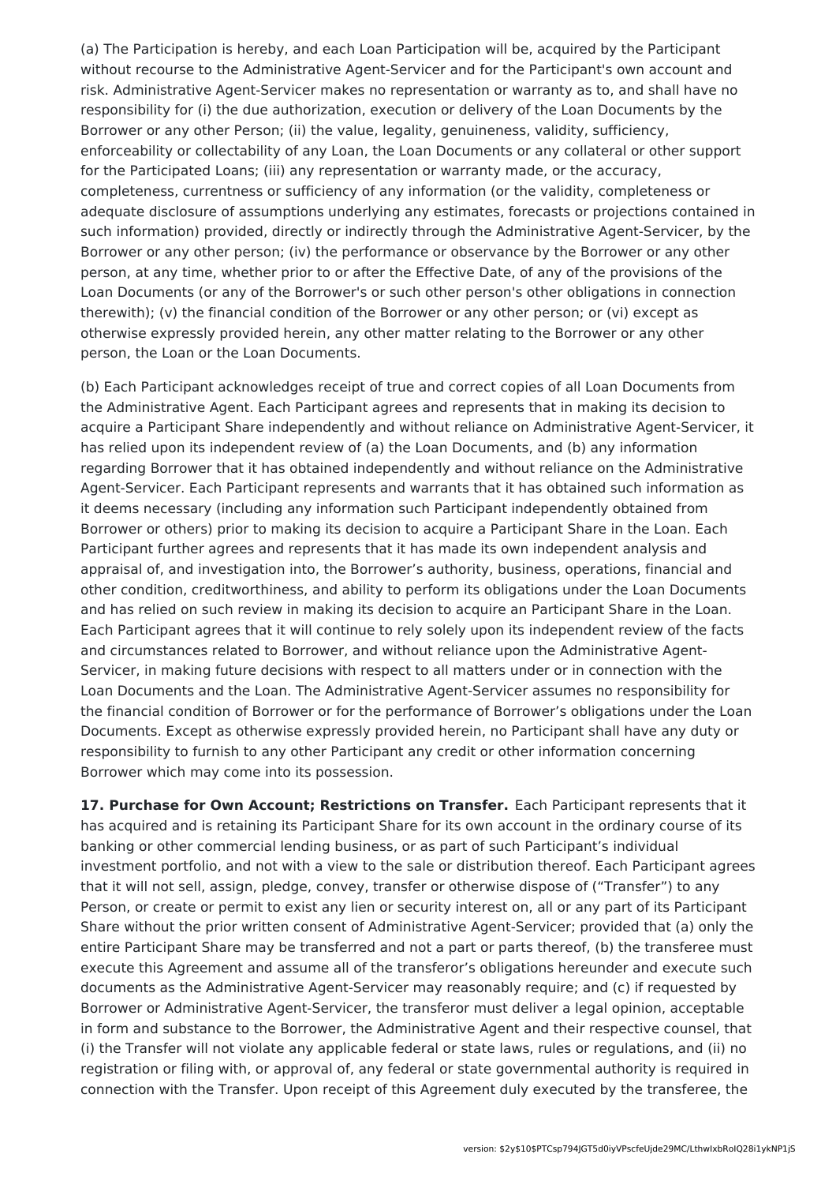(a) The Participation is hereby, and each Loan Participation will be, acquired by the Participant without recourse to the Administrative Agent-Servicer and for the Participant's own account and risk. Administrative Agent-Servicer makes no representation or warranty as to, and shall have no responsibility for (i) the due authorization, execution or delivery of the Loan Documents by the Borrower or any other Person; (ii) the value, legality, genuineness, validity, sufficiency, enforceability or collectability of any Loan, the Loan Documents or any collateral or other support for the Participated Loans; (iii) any representation or warranty made, or the accuracy, completeness, currentness or sufficiency of any information (or the validity, completeness or adequate disclosure of assumptions underlying any estimates, forecasts or projections contained in such information) provided, directly or indirectly through the Administrative Agent-Servicer, by the Borrower or any other person; (iv) the performance or observance by the Borrower or any other person, at any time, whether prior to or after the Effective Date, of any of the provisions of the Loan Documents (or any of the Borrower's or such other person's other obligations in connection therewith); (v) the financial condition of the Borrower or any other person; or (vi) except as otherwise expressly provided herein, any other matter relating to the Borrower or any other person, the Loan or the Loan Documents.

(b) Each Participant acknowledges receipt of true and correct copies of all Loan Documents from the Administrative Agent. Each Participant agrees and represents that in making its decision to acquire a Participant Share independently and without reliance on Administrative Agent-Servicer, it has relied upon its independent review of (a) the Loan Documents, and (b) any information regarding Borrower that it has obtained independently and without reliance on the Administrative Agent-Servicer. Each Participant represents and warrants that it has obtained such information as it deems necessary (including any information such Participant independently obtained from Borrower or others) prior to making its decision to acquire a Participant Share in the Loan. Each Participant further agrees and represents that it has made its own independent analysis and appraisal of, and investigation into, the Borrower's authority, business, operations, financial and other condition, creditworthiness, and ability to perform its obligations under the Loan Documents and has relied on such review in making its decision to acquire an Participant Share in the Loan. Each Participant agrees that it will continue to rely solely upon its independent review of the facts and circumstances related to Borrower, and without reliance upon the Administrative Agent-Servicer, in making future decisions with respect to all matters under or in connection with the Loan Documents and the Loan. The Administrative Agent-Servicer assumes no responsibility for the financial condition of Borrower or for the performance of Borrower's obligations under the Loan Documents. Except as otherwise expressly provided herein, no Participant shall have any duty or responsibility to furnish to any other Participant any credit or other information concerning Borrower which may come into its possession.

**17. Purchase for Own Account; Restrictions on Transfer.** Each Participant represents that it has acquired and is retaining its Participant Share for its own account in the ordinary course of its banking or other commercial lending business, or as part of such Participant's individual investment portfolio, and not with a view to the sale or distribution thereof. Each Participant agrees that it will not sell, assign, pledge, convey, transfer or otherwise dispose of ("Transfer") to any Person, or create or permit to exist any lien or security interest on, all or any part of its Participant Share without the prior written consent of Administrative Agent-Servicer; provided that (a) only the entire Participant Share may be transferred and not a part or parts thereof, (b) the transferee must execute this Agreement and assume all of the transferor's obligations hereunder and execute such documents as the Administrative Agent-Servicer may reasonably require; and (c) if requested by Borrower or Administrative Agent-Servicer, the transferor must deliver a legal opinion, acceptable in form and substance to the Borrower, the Administrative Agent and their respective counsel, that (i) the Transfer will not violate any applicable federal or state laws, rules or regulations, and (ii) no registration or filing with, or approval of, any federal or state governmental authority is required in connection with the Transfer. Upon receipt of this Agreement duly executed by the transferee, the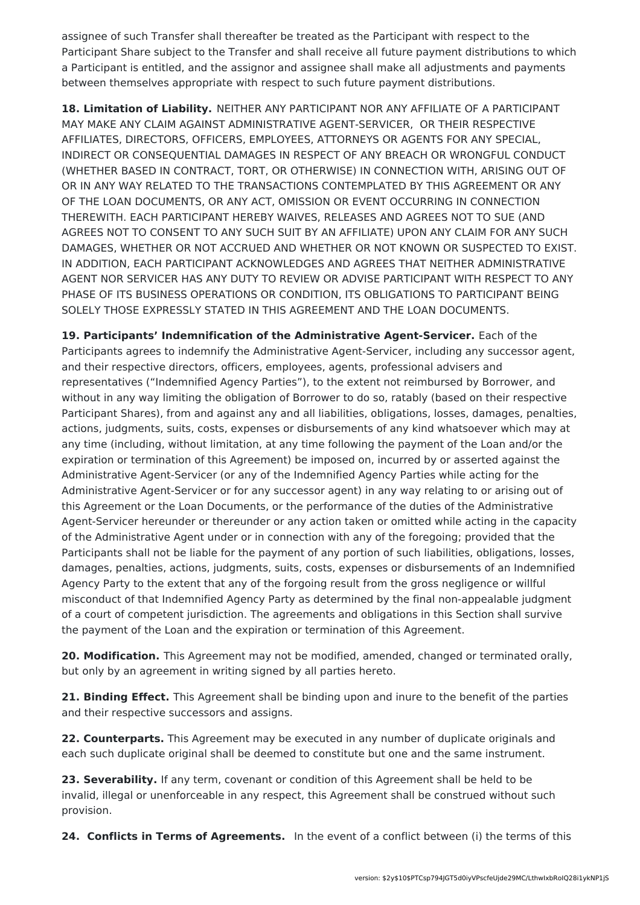assignee of such Transfer shall thereafter be treated as the Participant with respect to the Participant Share subject to the Transfer and shall receive all future payment distributions to which a Participant is entitled, and the assignor and assignee shall make all adjustments and payments between themselves appropriate with respect to such future payment distributions.

**18. Limitation of Liability.** NEITHER ANY PARTICIPANT NOR ANY AFFILIATE OF A PARTICIPANT MAY MAKE ANY CLAIM AGAINST ADMINISTRATIVE AGENT-SERVICER, OR THEIR RESPECTIVE AFFILIATES, DIRECTORS, OFFICERS, EMPLOYEES, ATTORNEYS OR AGENTS FOR ANY SPECIAL, INDIRECT OR CONSEQUENTIAL DAMAGES IN RESPECT OF ANY BREACH OR WRONGFUL CONDUCT (WHETHER BASED IN CONTRACT, TORT, OR OTHERWISE) IN CONNECTION WITH, ARISING OUT OF OR IN ANY WAY RELATED TO THE TRANSACTIONS CONTEMPLATED BY THIS AGREEMENT OR ANY OF THE LOAN DOCUMENTS, OR ANY ACT, OMISSION OR EVENT OCCURRING IN CONNECTION THEREWITH. EACH PARTICIPANT HEREBY WAIVES, RELEASES AND AGREES NOT TO SUE (AND AGREES NOT TO CONSENT TO ANY SUCH SUIT BY AN AFFILIATE) UPON ANY CLAIM FOR ANY SUCH DAMAGES, WHETHER OR NOT ACCRUED AND WHETHER OR NOT KNOWN OR SUSPECTED TO EXIST. IN ADDITION, EACH PARTICIPANT ACKNOWLEDGES AND AGREES THAT NEITHER ADMINISTRATIVE AGENT NOR SERVICER HAS ANY DUTY TO REVIEW OR ADVISE PARTICIPANT WITH RESPECT TO ANY PHASE OF ITS BUSINESS OPERATIONS OR CONDITION, ITS OBLIGATIONS TO PARTICIPANT BEING SOLELY THOSE EXPRESSLY STATED IN THIS AGREEMENT AND THE LOAN DOCUMENTS.

**19. Participants' Indemnification of the Administrative Agent-Servicer.** Each of the Participants agrees to indemnify the Administrative Agent-Servicer, including any successor agent, and their respective directors, officers, employees, agents, professional advisers and representatives ("Indemnified Agency Parties"), to the extent not reimbursed by Borrower, and without in any way limiting the obligation of Borrower to do so, ratably (based on their respective Participant Shares), from and against any and all liabilities, obligations, losses, damages, penalties, actions, judgments, suits, costs, expenses or disbursements of any kind whatsoever which may at any time (including, without limitation, at any time following the payment of the Loan and/or the expiration or termination of this Agreement) be imposed on, incurred by or asserted against the Administrative Agent-Servicer (or any of the Indemnified Agency Parties while acting for the Administrative Agent-Servicer or for any successor agent) in any way relating to or arising out of this Agreement or the Loan Documents, or the performance of the duties of the Administrative Agent-Servicer hereunder or thereunder or any action taken or omitted while acting in the capacity of the Administrative Agent under or in connection with any of the foregoing; provided that the Participants shall not be liable for the payment of any portion of such liabilities, obligations, losses, damages, penalties, actions, judgments, suits, costs, expenses or disbursements of an Indemnified Agency Party to the extent that any of the forgoing result from the gross negligence or willful misconduct of that Indemnified Agency Party as determined by the final non-appealable judgment of a court of competent jurisdiction. The agreements and obligations in this Section shall survive the payment of the Loan and the expiration or termination of this Agreement.

**20. Modification.** This Agreement may not be modified, amended, changed or terminated orally, but only by an agreement in writing signed by all parties hereto.

**21. Binding Effect.** This Agreement shall be binding upon and inure to the benefit of the parties and their respective successors and assigns.

**22. Counterparts.** This Agreement may be executed in any number of duplicate originals and each such duplicate original shall be deemed to constitute but one and the same instrument.

**23. Severability.** If any term, covenant or condition of this Agreement shall be held to be invalid, illegal or unenforceable in any respect, this Agreement shall be construed without such provision.

**24. Conflicts in Terms of Agreements.** In the event of a conflict between (i) the terms of this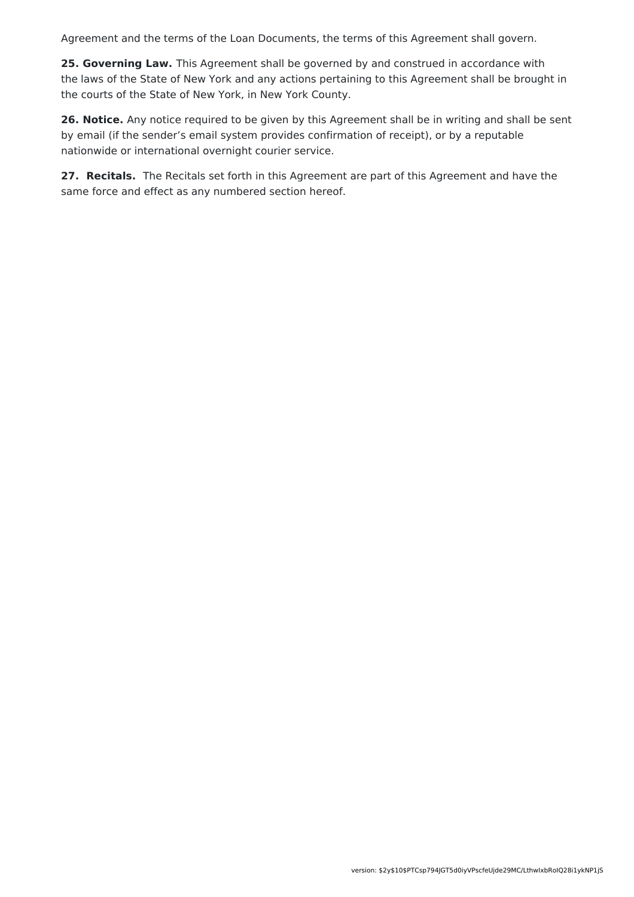Agreement and the terms of the Loan Documents, the terms of this Agreement shall govern.

**25. Governing Law.** This Agreement shall be governed by and construed in accordance with the laws of the State of New York and any actions pertaining to this Agreement shall be brought in the courts of the State of New York, in New York County.

**26. Notice.** Any notice required to be given by this Agreement shall be in writing and shall be sent by email (if the sender's email system provides confirmation of receipt), or by a reputable nationwide or international overnight courier service.

**27. Recitals.** The Recitals set forth in this Agreement are part of this Agreement and have the same force and effect as any numbered section hereof.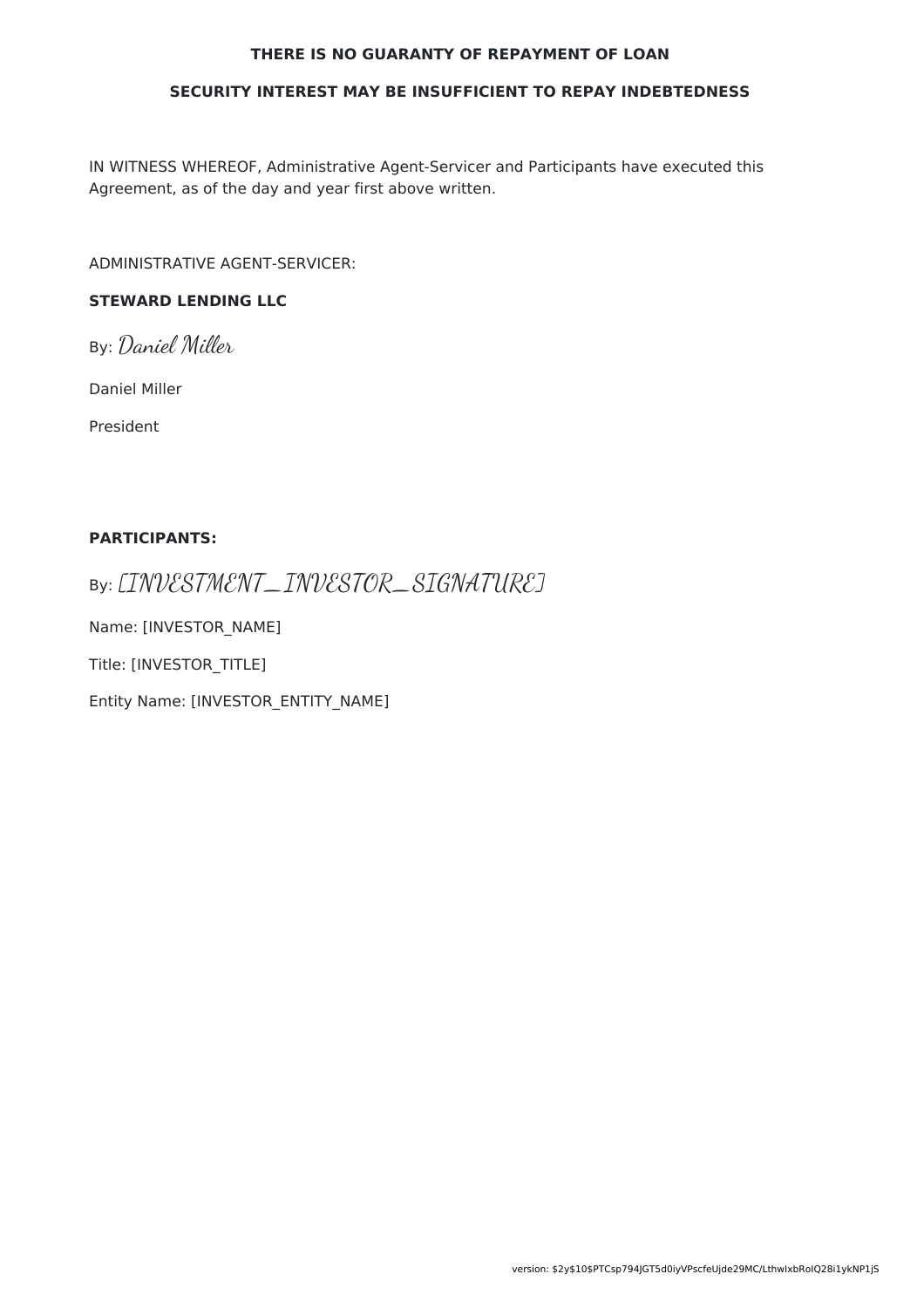**THERE IS NO GUARANTY OF REPAYMENT OF LOAN**

**SECURITY INTEREST MAY BE INSUFFICIENT TO REPAY INDEBTEDNESS**

IN WITNESS WHEREOF, Administrative Agent-Servicer and Participants have executed this Agreement, as of the day and year first above written.

ADMINISTRATIVE AGENT-SERVICER:

**STEWARD LENDING LLC**

By: *Daniel Miller*

Daniel Miller

President

**PARTICIPANTS:**

By: *[INVESTMENT_INVESTOR_SIGNATURE]*

Name: [INVESTOR_NAME]

Title: [INVESTOR_TITLE]

Entity Name: [INVESTOR_ENTITY_NAME]

version: $2y$10$PTCsp794JGT5d0iyVPscfeUjde29MC/LthwIxbRoIQ28i1ykNP1jS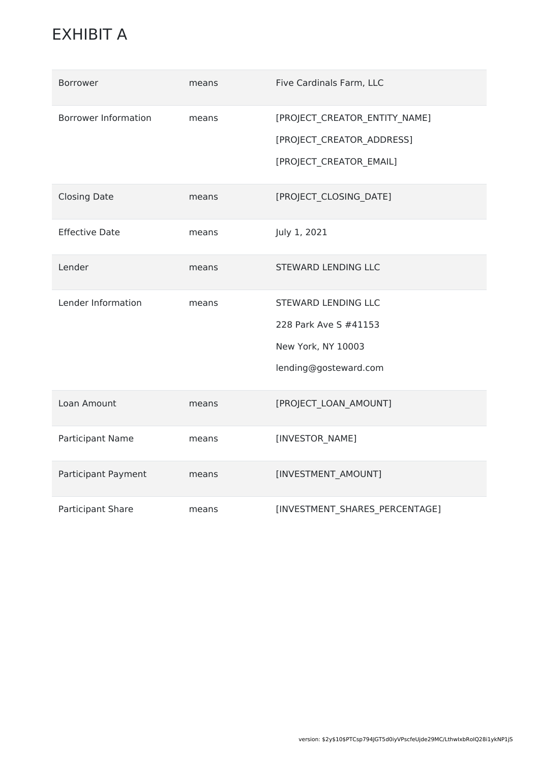# EXHIBIT A

| | | |
|---|---|---|
| Borrower | means | Five Cardinals Farm, LLC |
| Borrower Information | means | [PROJECT_CREATOR_ENTITY_NAME]<br>[PROJECT_CREATOR_ADDRESS]<br>[PROJECT_CREATOR_EMAIL] |
| Closing Date | means | [PROJECT_CLOSING_DATE] |
| Effective Date | means | July 1, 2021 |
| Lender | means | STEWARD LENDING LLC |
| Lender Information | means | STEWARD LENDING LLC<br>228 Park Ave S #41153<br>New York, NY 10003<br>lending@gosteward.com |
| Loan Amount | means | [PROJECT_LOAN_AMOUNT] |
| Participant Name | means | [INVESTOR_NAME] |
| Participant Payment | means | [INVESTMENT_AMOUNT] |
| Participant Share | means | [INVESTMENT_SHARES_PERCENTAGE] |

version: $2y$10$PTCsp794JGT5d0iyVPscfeUjde29MC/LthwIxbRolQ28i1ykNP1jS